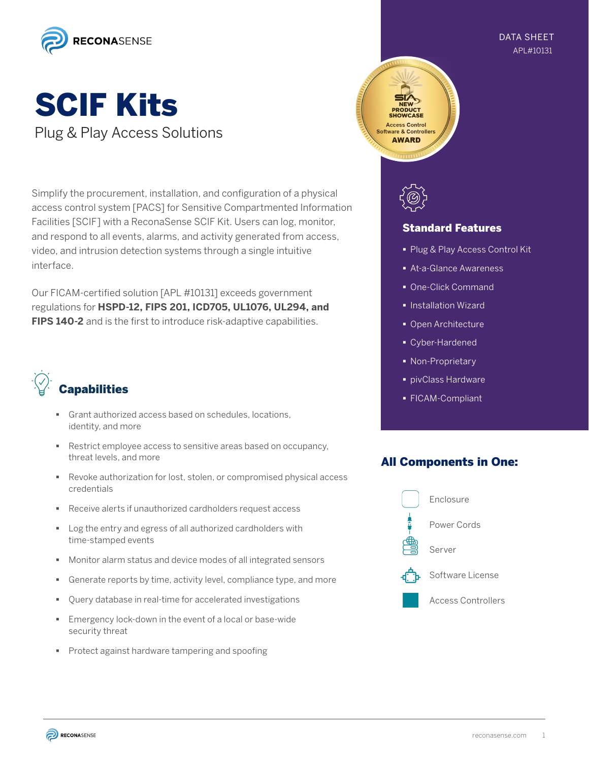DATA SHEET
APL#10131

# SCIF Kits

Plug & Play Access Solutions

Simplify the procurement, installation, and configuration of a physical access control system [PACS] for Sensitive Compartmented Information Facilities [SCIF] with a ReconaSense SCIF Kit. Users can log, monitor, and respond to all events, alarms, and activity generated from access, video, and intrusion detection systems through a single intuitive interface.

Our FICAM-certified solution [APL #10131] exceeds government regulations for **HSPD-12, FIPS 201, ICD705, UL1076, UL294, and FIPS 140-2** and is the first to introduce risk-adaptive capabilities.

## Capabilities

- Grant authorized access based on schedules, locations, identity, and more
- Restrict employee access to sensitive areas based on occupancy, threat levels, and more
- Revoke authorization for lost, stolen, or compromised physical access credentials
- Receive alerts if unauthorized cardholders request access
- Log the entry and egress of all authorized cardholders with time-stamped events
- Monitor alarm status and device modes of all integrated sensors
- Generate reports by time, activity level, compliance type, and more
- Query database in real-time for accelerated investigations
- Emergency lock-down in the event of a local or base-wide security threat
- Protect against hardware tampering and spoofing

## Standard Features

- Plug & Play Access Control Kit
- At-a-Glance Awareness
- One-Click Command
- Installation Wizard
- Open Architecture
- Cyber-Hardened
- Non-Proprietary
- pivClass Hardware
- FICAM-Compliant

## All Components in One:

- Enclosure
- Power Cords
- Server
- Software License
- Access Controllers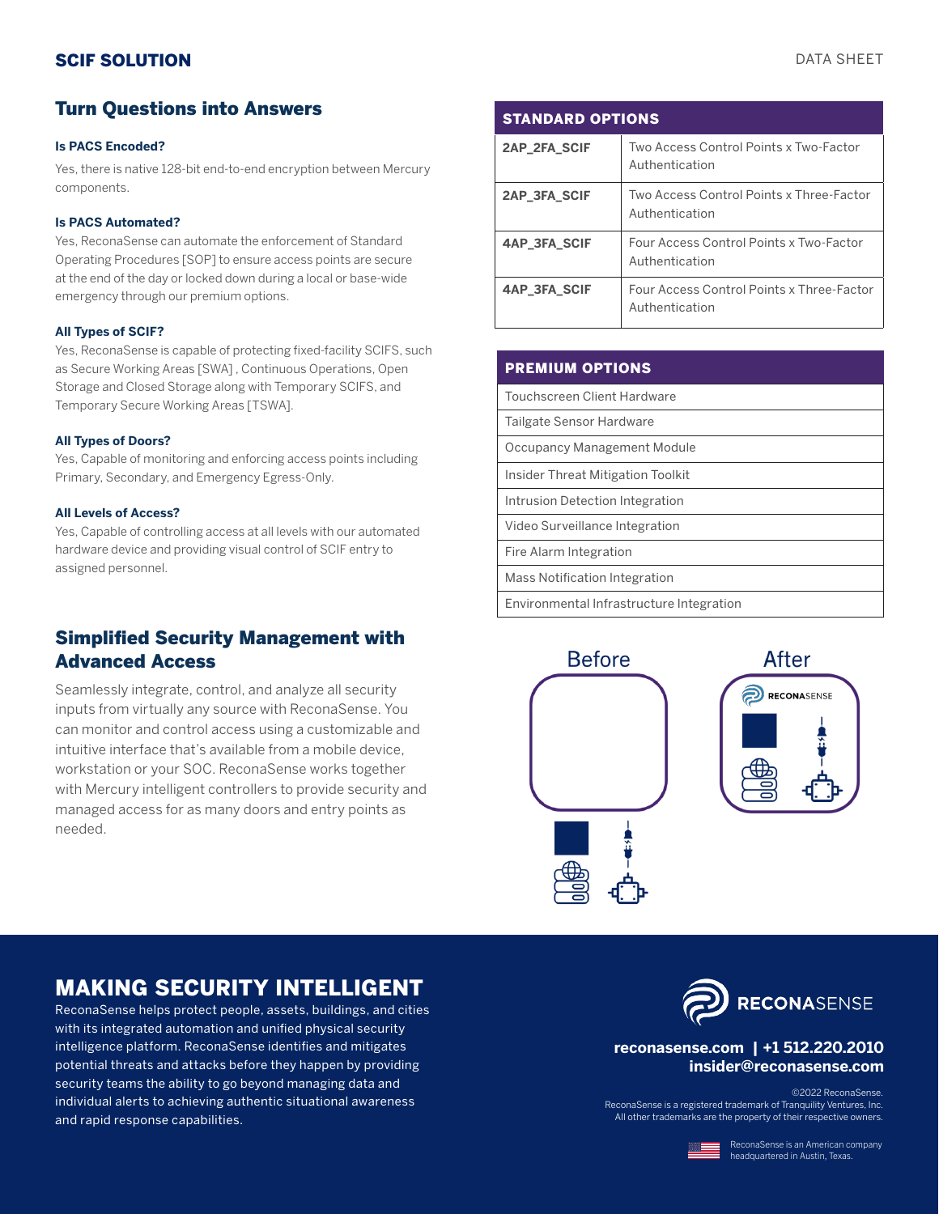## SCIF SOLUTION

DATA SHEET

## Turn Questions into Answers

### Is PACS Encoded?

Yes, there is native 128-bit end-to-end encryption between Mercury components.

### Is PACS Automated?

Yes, ReconaSense can automate the enforcement of Standard Operating Procedures [SOP] to ensure access points are secure at the end of the day or locked down during a local or base-wide emergency through our premium options.

### All Types of SCIF?

Yes, ReconaSense is capable of protecting fixed-facility SCIFS, such as Secure Working Areas [SWA] , Continuous Operations, Open Storage and Closed Storage along with Temporary SCIFS, and Temporary Secure Working Areas [TSWA].

### All Types of Doors?

Yes, Capable of monitoring and enforcing access points including Primary, Secondary, and Emergency Egress-Only.

### All Levels of Access?

Yes, Capable of controlling access at all levels with our automated hardware device and providing visual control of SCIF entry to assigned personnel.

## Simplified Security Management with Advanced Access

Seamlessly integrate, control, and analyze all security inputs from virtually any source with ReconaSense. You can monitor and control access using a customizable and intuitive interface that's available from a mobile device, workstation or your SOC. ReconaSense works together with Mercury intelligent controllers to provide security and managed access for as many doors and entry points as needed.

| STANDARD OPTIONS | |
|---|---|
| 2AP_2FA_SCIF | Two Access Control Points x Two-Factor Authentication |
| 2AP_3FA_SCIF | Two Access Control Points x Three-Factor Authentication |
| 4AP_3FA_SCIF | Four Access Control Points x Two-Factor Authentication |
| 4AP_3FA_SCIF | Four Access Control Points x Three-Factor Authentication |

| PREMIUM OPTIONS |
|---|
| Touchscreen Client Hardware |
| Tailgate Sensor Hardware |
| Occupancy Management Module |
| Insider Threat Mitigation Toolkit |
| Intrusion Detection Integration |
| Video Surveillance Integration |
| Fire Alarm Integration |
| Mass Notification Integration |
| Environmental Infrastructure Integration |

Before

After

RECONASENSE

## MAKING SECURITY INTELLIGENT

ReconaSense helps protect people, assets, buildings, and cities with its integrated automation and unified physical security intelligence platform. ReconaSense identifies and mitigates potential threats and attacks before they happen by providing security teams the ability to go beyond managing data and individual alerts to achieving authentic situational awareness and rapid response capabilities.

RECONASENSE

**reconasense.com | +1 512.220.2010**
**insider@reconasense.com**

©2022 ReconaSense.
ReconaSense is a registered trademark of Tranquility Ventures, Inc.
All other trademarks are the property of their respective owners.

ReconaSense is an American company headquartered in Austin, Texas.